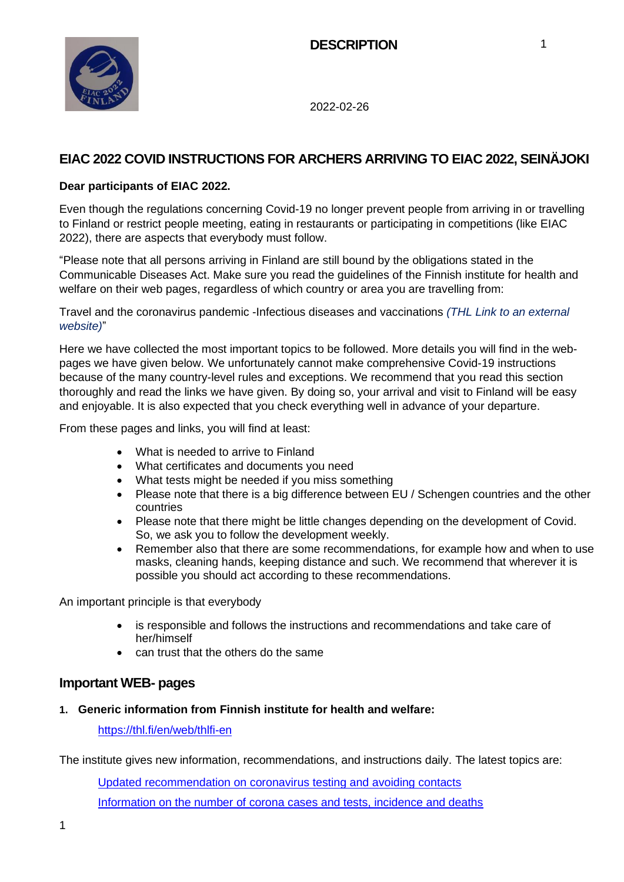**DESCRIPTION**

2022-02-26

# EIAC 2022 COVID INSTRUCTIONS FOR ARCHERS ARRIVING TO EIAC 2022, SEINÄJOKI

**Dear participants of EIAC 2022.**

Even though the regulations concerning Covid-19 no longer prevent people from arriving in or travelling to Finland or restrict people meeting, eating in restaurants or participating in competitions (like EIAC 2022), there are aspects that everybody must follow.

"Please note that all persons arriving in Finland are still bound by the obligations stated in the Communicable Diseases Act. Make sure you read the guidelines of the Finnish institute for health and welfare on their web pages, regardless of which country or area you are travelling from:

Travel and the coronavirus pandemic -Infectious diseases and vaccinations *(THL Link to an external website)*"

Here we have collected the most important topics to be followed. More details you will find in the web-pages we have given below. We unfortunately cannot make comprehensive Covid-19 instructions because of the many country-level rules and exceptions. We recommend that you read this section thoroughly and read the links we have given. By doing so, your arrival and visit to Finland will be easy and enjoyable. It is also expected that you check everything well in advance of your departure.

From these pages and links, you will find at least:

- What is needed to arrive to Finland
- What certificates and documents you need
- What tests might be needed if you miss something
- Please note that there is a big difference between EU / Schengen countries and the other countries
- Please note that there might be little changes depending on the development of Covid. So, we ask you to follow the development weekly.
- Remember also that there are some recommendations, for example how and when to use masks, cleaning hands, keeping distance and such. We recommend that wherever it is possible you should act according to these recommendations.

An important principle is that everybody

- is responsible and follows the instructions and recommendations and take care of her/himself
- can trust that the others do the same

## Important WEB- pages

1. **Generic information from Finnish institute for health and welfare:**

   https://thl.fi/en/web/thlfi-en

The institute gives new information, recommendations, and instructions daily. The latest topics are:

Updated recommendation on coronavirus testing and avoiding contacts

Information on the number of corona cases and tests, incidence and deaths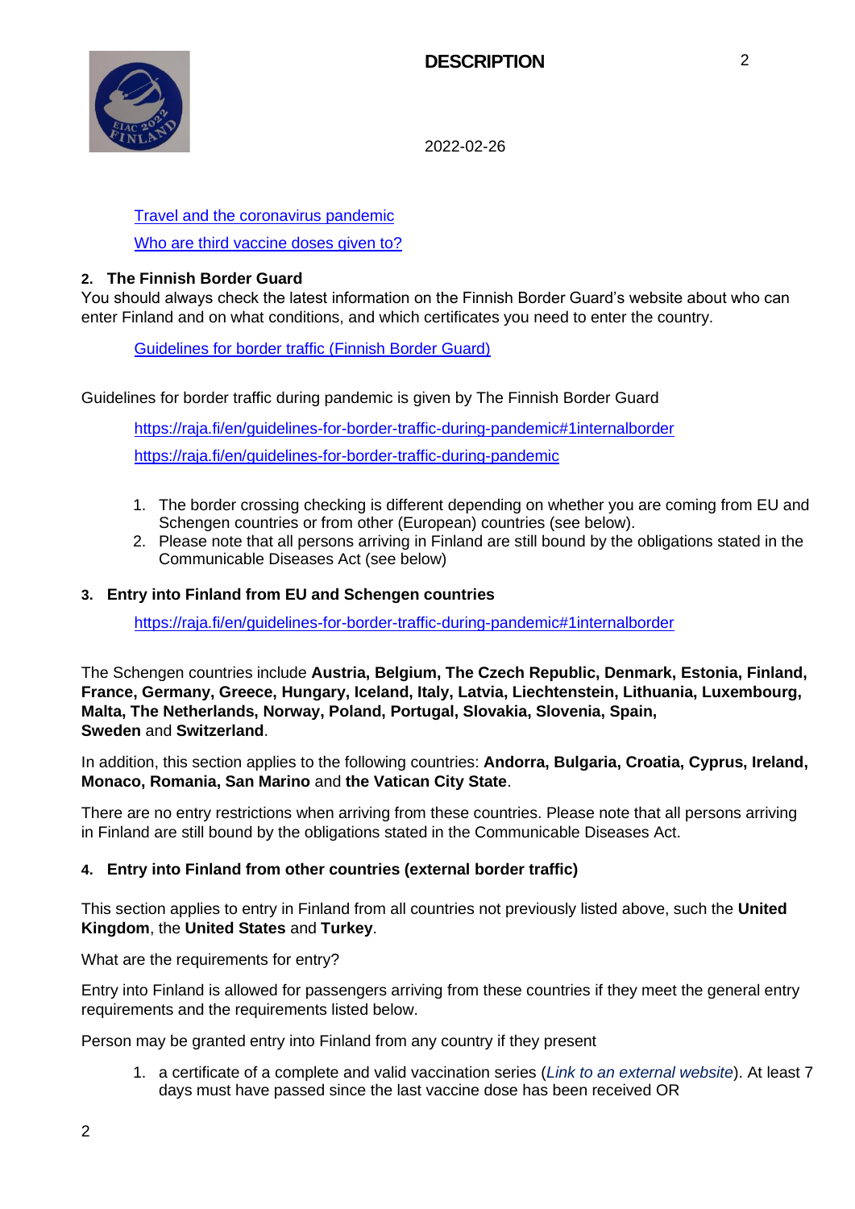[Travel and the coronavirus pandemic]

[Who are third vaccine doses given to?]

**2. The Finnish Border Guard**

You should always check the latest information on the Finnish Border Guard's website about who can enter Finland and on what conditions, and which certificates you need to enter the country.

[Guidelines for border traffic (Finnish Border Guard)]

Guidelines for border traffic during pandemic is given by The Finnish Border Guard

https://raja.fi/en/guidelines-for-border-traffic-during-pandemic#1internalborder

https://raja.fi/en/guidelines-for-border-traffic-during-pandemic

1. The border crossing checking is different depending on whether you are coming from EU and Schengen countries or from other (European) countries (see below).
2. Please note that all persons arriving in Finland are still bound by the obligations stated in the Communicable Diseases Act (see below)

**3. Entry into Finland from EU and Schengen countries**

https://raja.fi/en/guidelines-for-border-traffic-during-pandemic#1internalborder

The Schengen countries include **Austria, Belgium, The Czech Republic, Denmark, Estonia, Finland, France, Germany, Greece, Hungary, Iceland, Italy, Latvia, Liechtenstein, Lithuania, Luxembourg, Malta, The Netherlands, Norway, Poland, Portugal, Slovakia, Slovenia, Spain, Sweden** and **Switzerland**.

In addition, this section applies to the following countries: **Andorra, Bulgaria, Croatia, Cyprus, Ireland, Monaco, Romania, San Marino** and **the Vatican City State**.

There are no entry restrictions when arriving from these countries. Please note that all persons arriving in Finland are still bound by the obligations stated in the Communicable Diseases Act.

**4. Entry into Finland from other countries (external border traffic)**

This section applies to entry in Finland from all countries not previously listed above, such the **United Kingdom**, the **United States** and **Turkey**.

What are the requirements for entry?

Entry into Finland is allowed for passengers arriving from these countries if they meet the general entry requirements and the requirements listed below.

Person may be granted entry into Finland from any country if they present

1. a certificate of a complete and valid vaccination series (*Link to an external website*). At least 7 days must have passed since the last vaccine dose has been received OR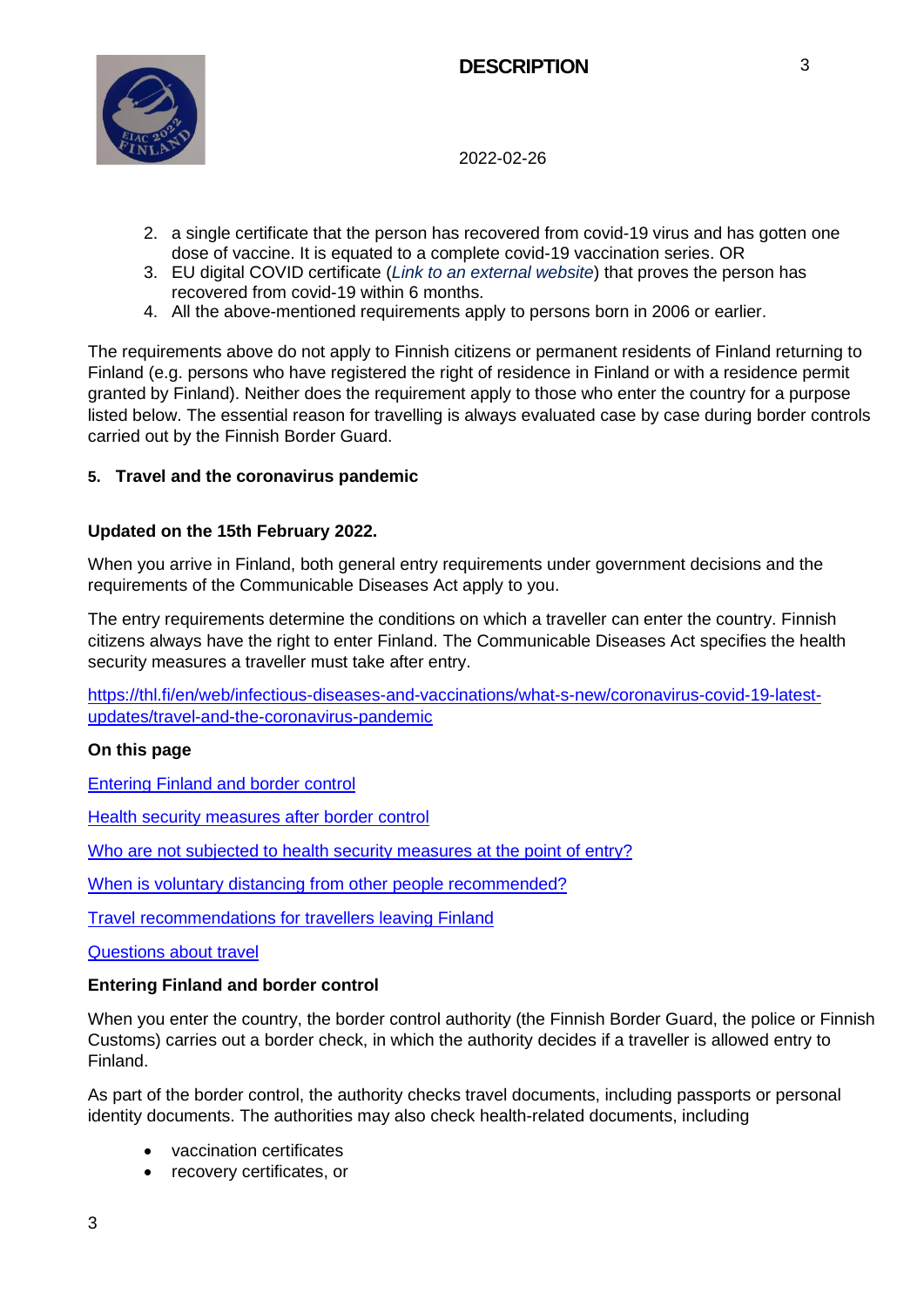2. a single certificate that the person has recovered from covid-19 virus and has gotten one dose of vaccine. It is equated to a complete covid-19 vaccination series. OR
3. EU digital COVID certificate (*Link to an external website*) that proves the person has recovered from covid-19 within 6 months.
4. All the above-mentioned requirements apply to persons born in 2006 or earlier.

The requirements above do not apply to Finnish citizens or permanent residents of Finland returning to Finland (e.g. persons who have registered the right of residence in Finland or with a residence permit granted by Finland). Neither does the requirement apply to those who enter the country for a purpose listed below. The essential reason for travelling is always evaluated case by case during border controls carried out by the Finnish Border Guard.

## 5. Travel and the coronavirus pandemic

**Updated on the 15th February 2022.**

When you arrive in Finland, both general entry requirements under government decisions and the requirements of the Communicable Diseases Act apply to you.

The entry requirements determine the conditions on which a traveller can enter the country. Finnish citizens always have the right to enter Finland. The Communicable Diseases Act specifies the health security measures a traveller must take after entry.

https://thl.fi/en/web/infectious-diseases-and-vaccinations/what-s-new/coronavirus-covid-19-latest-updates/travel-and-the-coronavirus-pandemic

**On this page**

Entering Finland and border control

Health security measures after border control

Who are not subjected to health security measures at the point of entry?

When is voluntary distancing from other people recommended?

Travel recommendations for travellers leaving Finland

Questions about travel

**Entering Finland and border control**

When you enter the country, the border control authority (the Finnish Border Guard, the police or Finnish Customs) carries out a border check, in which the authority decides if a traveller is allowed entry to Finland.

As part of the border control, the authority checks travel documents, including passports or personal identity documents. The authorities may also check health-related documents, including

- vaccination certificates
- recovery certificates, or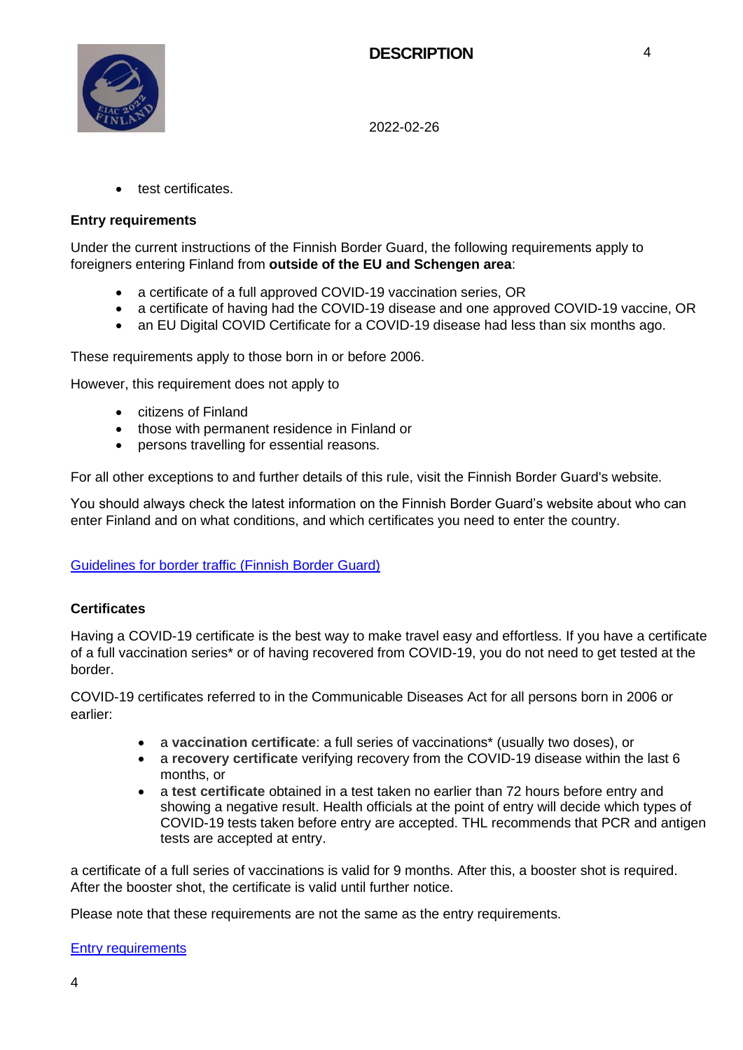- test certificates.

**Entry requirements**

Under the current instructions of the Finnish Border Guard, the following requirements apply to foreigners entering Finland from **outside of the EU and Schengen area**:

- a certificate of a full approved COVID-19 vaccination series, OR
- a certificate of having had the COVID-19 disease and one approved COVID-19 vaccine, OR
- an EU Digital COVID Certificate for a COVID-19 disease had less than six months ago.

These requirements apply to those born in or before 2006.

However, this requirement does not apply to

- citizens of Finland
- those with permanent residence in Finland or
- persons travelling for essential reasons.

For all other exceptions to and further details of this rule, visit the Finnish Border Guard's website.

You should always check the latest information on the Finnish Border Guard's website about who can enter Finland and on what conditions, and which certificates you need to enter the country.

Guidelines for border traffic (Finnish Border Guard)

**Certificates**

Having a COVID-19 certificate is the best way to make travel easy and effortless. If you have a certificate of a full vaccination series* or of having recovered from COVID-19, you do not need to get tested at the border.

COVID-19 certificates referred to in the Communicable Diseases Act for all persons born in 2006 or earlier:

- a **vaccination certificate**: a full series of vaccinations* (usually two doses), or
- a **recovery certificate** verifying recovery from the COVID-19 disease within the last 6 months, or
- a **test certificate** obtained in a test taken no earlier than 72 hours before entry and showing a negative result. Health officials at the point of entry will decide which types of COVID-19 tests taken before entry are accepted. THL recommends that PCR and antigen tests are accepted at entry.

a certificate of a full series of vaccinations is valid for 9 months. After this, a booster shot is required. After the booster shot, the certificate is valid until further notice.

Please note that these requirements are not the same as the entry requirements.

Entry requirements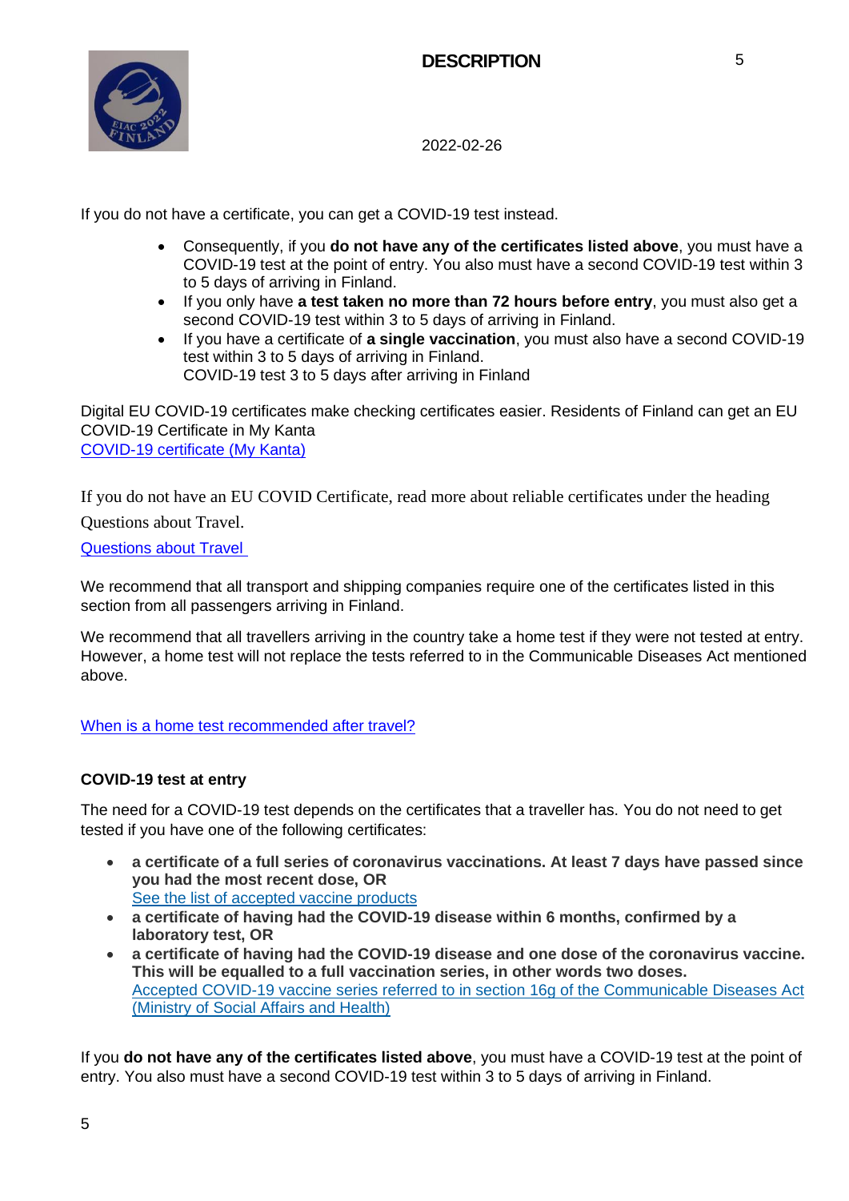If you do not have a certificate, you can get a COVID-19 test instead.

- Consequently, if you **do not have any of the certificates listed above**, you must have a COVID-19 test at the point of entry. You also must have a second COVID-19 test within 3 to 5 days of arriving in Finland.
- If you only have **a test taken no more than 72 hours before entry**, you must also get a second COVID-19 test within 3 to 5 days of arriving in Finland.
- If you have a certificate of **a single vaccination**, you must also have a second COVID-19 test within 3 to 5 days of arriving in Finland.
  COVID-19 test 3 to 5 days after arriving in Finland

Digital EU COVID-19 certificates make checking certificates easier. Residents of Finland can get an EU COVID-19 Certificate in My Kanta
COVID-19 certificate (My Kanta)

If you do not have an EU COVID Certificate, read more about reliable certificates under the heading Questions about Travel.

Questions about Travel

We recommend that all transport and shipping companies require one of the certificates listed in this section from all passengers arriving in Finland.

We recommend that all travellers arriving in the country take a home test if they were not tested at entry. However, a home test will not replace the tests referred to in the Communicable Diseases Act mentioned above.

When is a home test recommended after travel?

**COVID-19 test at entry**

The need for a COVID-19 test depends on the certificates that a traveller has. You do not need to get tested if you have one of the following certificates:

- **a certificate of a full series of coronavirus vaccinations. At least 7 days have passed since you had the most recent dose, OR**
  See the list of accepted vaccine products
- **a certificate of having had the COVID-19 disease within 6 months, confirmed by a laboratory test, OR**
- **a certificate of having had the COVID-19 disease and one dose of the coronavirus vaccine. This will be equalled to a full vaccination series, in other words two doses.**
  Accepted COVID-19 vaccine series referred to in section 16g of the Communicable Diseases Act (Ministry of Social Affairs and Health)

If you **do not have any of the certificates listed above**, you must have a COVID-19 test at the point of entry. You also must have a second COVID-19 test within 3 to 5 days of arriving in Finland.